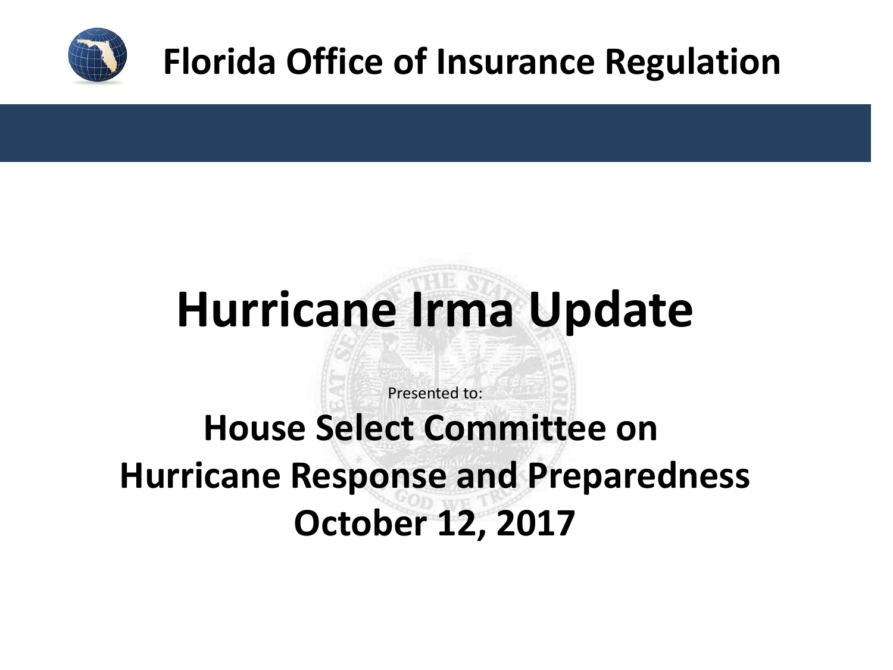# Florida Office of Insurance Regulation

# Hurricane Irma Update

Presented to:

## House Select Committee on Hurricane Response and Preparedness

## October 12, 2017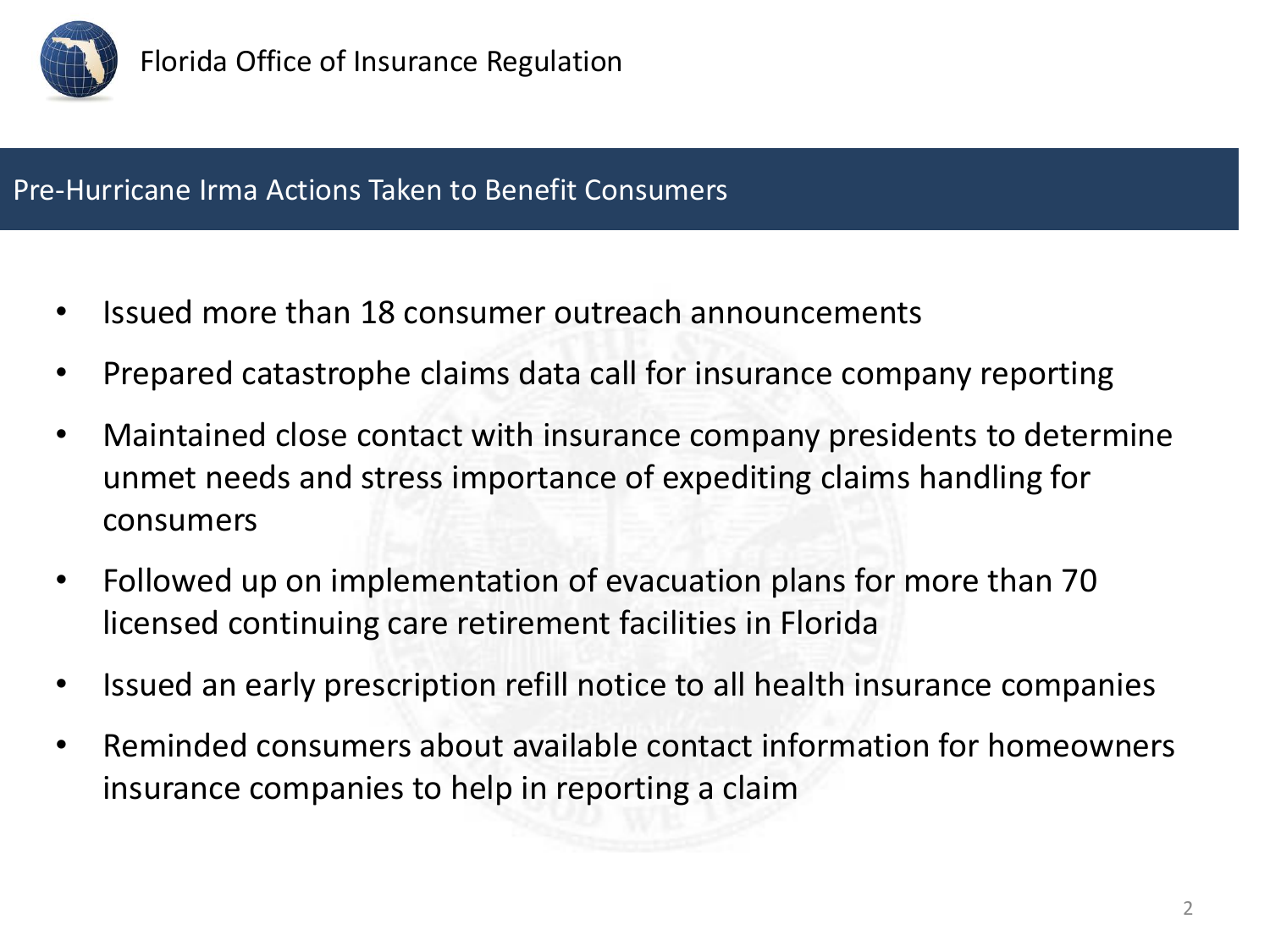## Pre-Hurricane Irma Actions Taken to Benefit Consumers

- Issued more than 18 consumer outreach announcements
- Prepared catastrophe claims data call for insurance company reporting
- Maintained close contact with insurance company presidents to determine unmet needs and stress importance of expediting claims handling for consumers
- Followed up on implementation of evacuation plans for more than 70 licensed continuing care retirement facilities in Florida
- Issued an early prescription refill notice to all health insurance companies
- Reminded consumers about available contact information for homeowners insurance companies to help in reporting a claim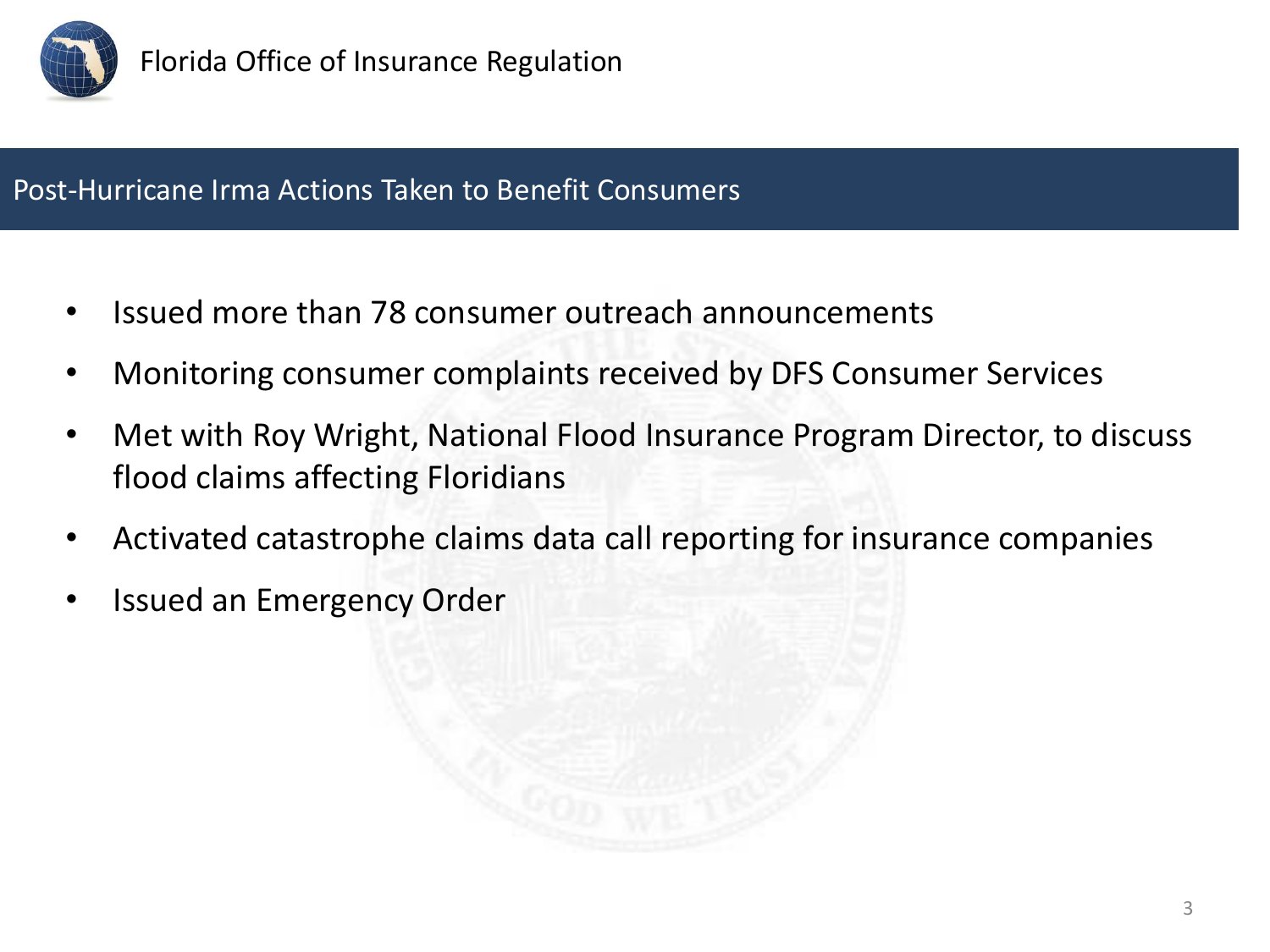## Post-Hurricane Irma Actions Taken to Benefit Consumers

- Issued more than 78 consumer outreach announcements
- Monitoring consumer complaints received by DFS Consumer Services
- Met with Roy Wright, National Flood Insurance Program Director, to discuss flood claims affecting Floridians
- Activated catastrophe claims data call reporting for insurance companies
- Issued an Emergency Order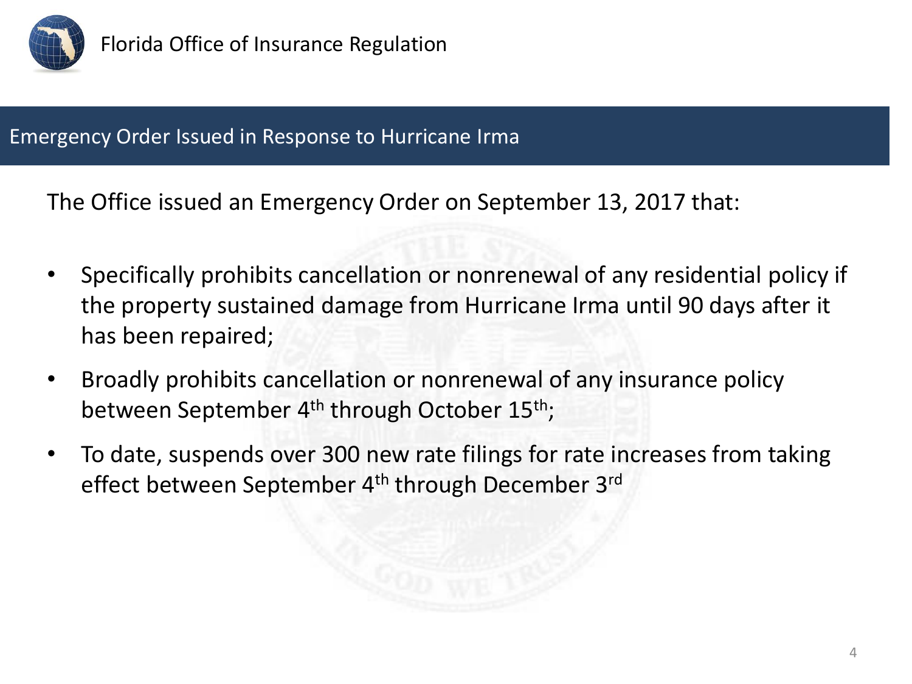Florida Office of Insurance Regulation

## Emergency Order Issued in Response to Hurricane Irma

The Office issued an Emergency Order on September 13, 2017 that:

- Specifically prohibits cancellation or nonrenewal of any residential policy if the property sustained damage from Hurricane Irma until 90 days after it has been repaired;
- Broadly prohibits cancellation or nonrenewal of any insurance policy between September 4th through October 15th;
- To date, suspends over 300 new rate filings for rate increases from taking effect between September 4th through December 3rd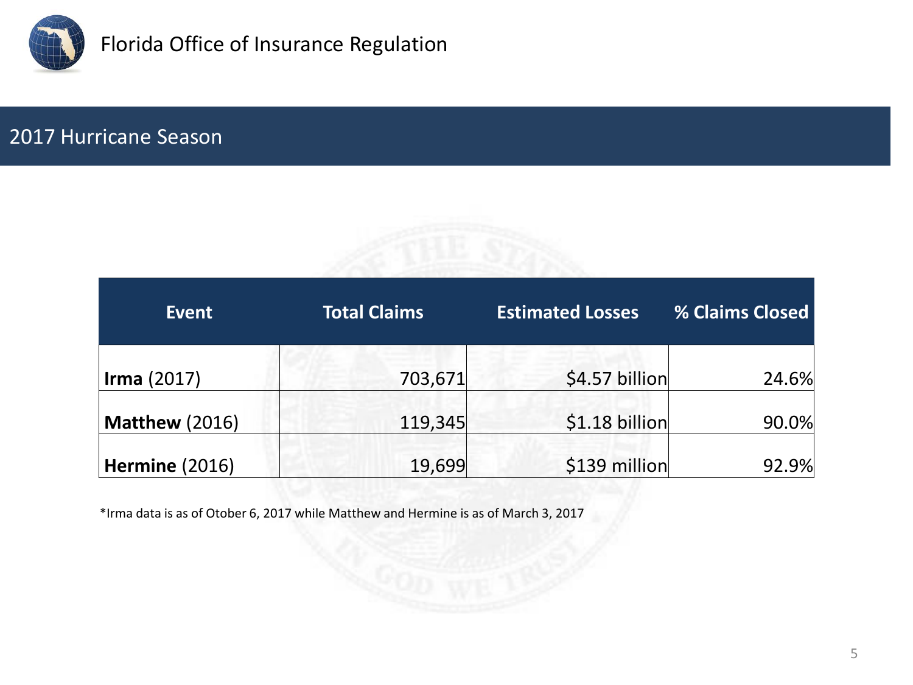Florida Office of Insurance Regulation

## 2017 Hurricane Season

| Event | Total Claims | Estimated Losses | % Claims Closed |
|---|---|---|---|
| **Irma** (2017) | 703,671 | $4.57 billion | 24.6% |
| **Matthew** (2016) | 119,345 | $1.18 billion | 90.0% |
| **Hermine** (2016) | 19,699 | $139 million | 92.9% |

*Irma data is as of Otober 6, 2017 while Matthew and Hermine is as of March 3, 2017